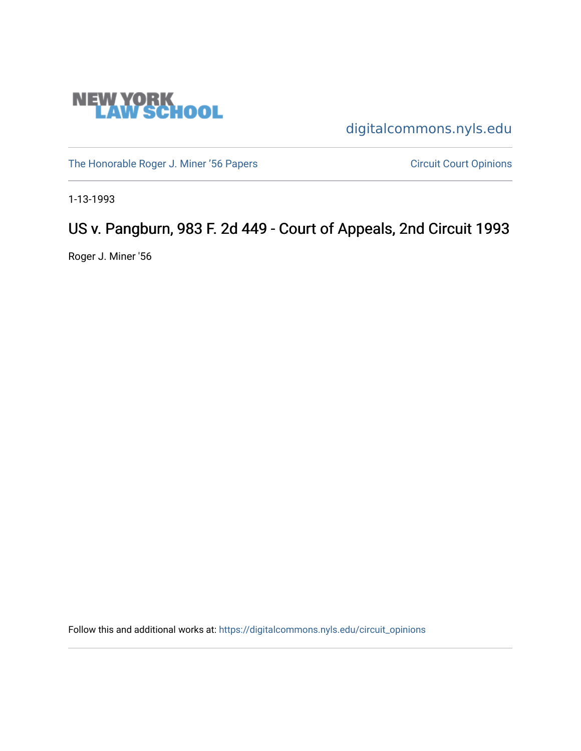NEW YORK LAW SCHOOL

digitalcommons.nyls.edu

The Honorable Roger J. Miner '56 Papers

Circuit Court Opinions

1-13-1993

# US v. Pangburn, 983 F. 2d 449 - Court of Appeals, 2nd Circuit 1993

Roger J. Miner '56

Follow this and additional works at: https://digitalcommons.nyls.edu/circuit_opinions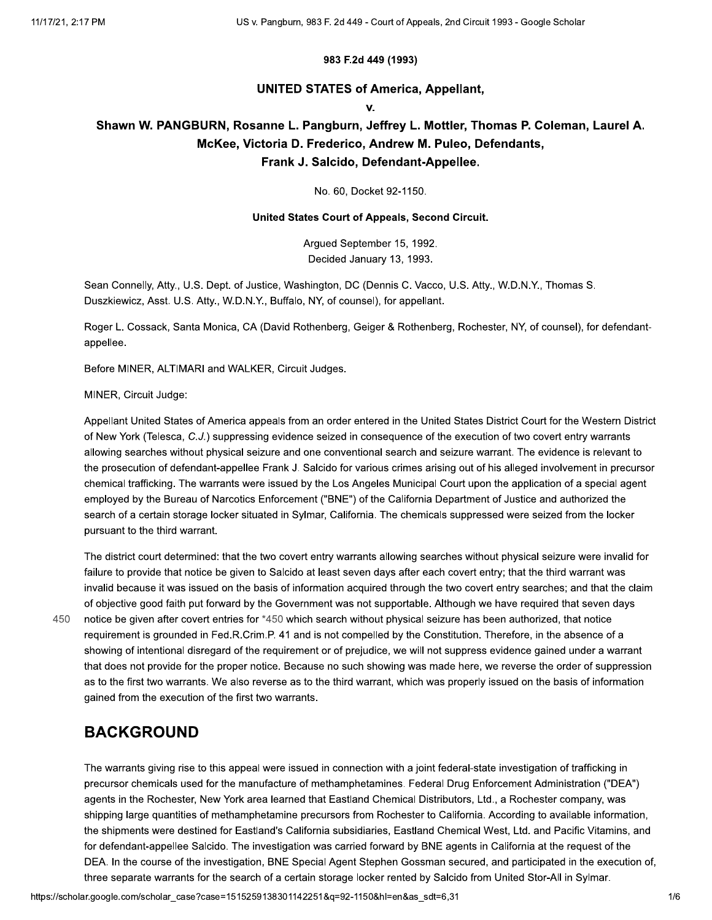983 F.2d 449 (1993)

**UNITED STATES of America, Appellant,**

**v.**

**Shawn W. PANGBURN, Rosanne L. Pangburn, Jeffrey L. Mottler, Thomas P. Coleman, Laurel A. McKee, Victoria D. Frederico, Andrew M. Puleo, Defendants,**
**Frank J. Salcido, Defendant-Appellee.**

No. 60, Docket 92-1150.

**United States Court of Appeals, Second Circuit.**

Argued September 15, 1992.
Decided January 13, 1993.

Sean Connelly, Atty., U.S. Dept. of Justice, Washington, DC (Dennis C. Vacco, U.S. Atty., W.D.N.Y., Thomas S. Duszkiewicz, Asst. U.S. Atty., W.D.N.Y., Buffalo, NY, of counsel), for appellant.

Roger L. Cossack, Santa Monica, CA (David Rothenberg, Geiger & Rothenberg, Rochester, NY, of counsel), for defendant-appellee.

Before MINER, ALTIMARI and WALKER, Circuit Judges.

MINER, Circuit Judge:

Appellant United States of America appeals from an order entered in the United States District Court for the Western District of New York (Telesca, *C.J.*) suppressing evidence seized in consequence of the execution of two covert entry warrants allowing searches without physical seizure and one conventional search and seizure warrant. The evidence is relevant to the prosecution of defendant-appellee Frank J. Salcido for various crimes arising out of his alleged involvement in precursor chemical trafficking. The warrants were issued by the Los Angeles Municipal Court upon the application of a special agent employed by the Bureau of Narcotics Enforcement ("BNE") of the California Department of Justice and authorized the search of a certain storage locker situated in Sylmar, California. The chemicals suppressed were seized from the locker pursuant to the third warrant.

The district court determined: that the two covert entry warrants allowing searches without physical seizure were invalid for failure to provide that notice be given to Salcido at least seven days after each covert entry; that the third warrant was invalid because it was issued on the basis of information acquired through the two covert entry searches; and that the claim of objective good faith put forward by the Government was not supportable. Although we have required that seven days notice be given after covert entries for *450 which search without physical seizure has been authorized, that notice requirement is grounded in Fed.R.Crim.P. 41 and is not compelled by the Constitution. Therefore, in the absence of a showing of intentional disregard of the requirement or of prejudice, we will not suppress evidence gained under a warrant that does not provide for the proper notice. Because no such showing was made here, we reverse the order of suppression as to the first two warrants. We also reverse as to the third warrant, which was properly issued on the basis of information gained from the execution of the first two warrants.

## BACKGROUND

The warrants giving rise to this appeal were issued in connection with a joint federal-state investigation of trafficking in precursor chemicals used for the manufacture of methamphetamines. Federal Drug Enforcement Administration ("DEA") agents in the Rochester, New York area learned that Eastland Chemical Distributors, Ltd., a Rochester company, was shipping large quantities of methamphetamine precursors from Rochester to California. According to available information, the shipments were destined for Eastland's California subsidiaries, Eastland Chemical West, Ltd. and Pacific Vitamins, and for defendant-appellee Salcido. The investigation was carried forward by BNE agents in California at the request of the DEA. In the course of the investigation, BNE Special Agent Stephen Gossman secured, and participated in the execution of, three separate warrants for the search of a certain storage locker rented by Salcido from United Stor-All in Sylmar.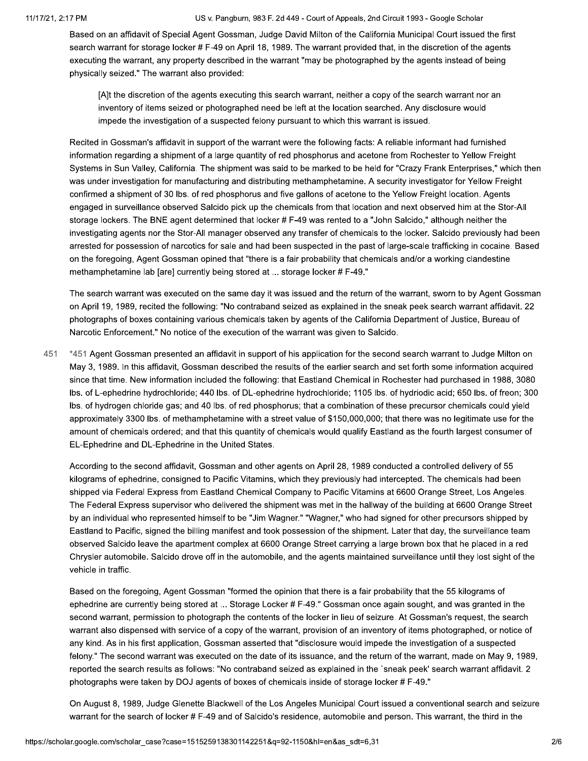Based on an affidavit of Special Agent Gossman, Judge David Milton of the California Municipal Court issued the first search warrant for storage locker # F-49 on April 18, 1989. The warrant provided that, in the discretion of the agents executing the warrant, any property described in the warrant "may be photographed by the agents instead of being physically seized." The warrant also provided:

> [A]t the discretion of the agents executing this search warrant, neither a copy of the search warrant nor an inventory of items seized or photographed need be left at the location searched. Any disclosure would impede the investigation of a suspected felony pursuant to which this warrant is issued.

Recited in Gossman's affidavit in support of the warrant were the following facts: A reliable informant had furnished information regarding a shipment of a large quantity of red phosphorus and acetone from Rochester to Yellow Freight Systems in Sun Valley, California. The shipment was said to be marked to be held for "Crazy Frank Enterprises," which then was under investigation for manufacturing and distributing methamphetamine. A security investigator for Yellow Freight confirmed a shipment of 30 lbs. of red phosphorus and five gallons of acetone to the Yellow Freight location. Agents engaged in surveillance observed Salcido pick up the chemicals from that location and next observed him at the Stor-All storage lockers. The BNE agent determined that locker # F-49 was rented to a "John Salcido," although neither the investigating agents nor the Stor-All manager observed any transfer of chemicals to the locker. Salcido previously had been arrested for possession of narcotics for sale and had been suspected in the past of large-scale trafficking in cocaine. Based on the foregoing, Agent Gossman opined that "there is a fair probability that chemicals and/or a working clandestine methamphetamine lab [are] currently being stored at ... storage locker # F-49."

The search warrant was executed on the same day it was issued and the return of the warrant, sworn to by Agent Gossman on April 19, 1989, recited the following: "No contraband seized as explained in the sneak peek search warrant affidavit. 22 photographs of boxes containing various chemicals taken by agents of the California Department of Justice, Bureau of Narcotic Enforcement." No notice of the execution of the warrant was given to Salcido.

*451 Agent Gossman presented an affidavit in support of his application for the second search warrant to Judge Milton on May 3, 1989. In this affidavit, Gossman described the results of the earlier search and set forth some information acquired since that time. New information included the following: that Eastland Chemical in Rochester had purchased in 1988, 3080 lbs. of L-ephedrine hydrochloride; 440 lbs. of DL-ephedrine hydrochloride; 1105 lbs. of hydriodic acid; 650 lbs. of freon; 300 lbs. of hydrogen chloride gas; and 40 lbs. of red phosphorus; that a combination of these precursor chemicals could yield approximately 3300 lbs. of methamphetamine with a street value of $150,000,000; that there was no legitimate use for the amount of chemicals ordered; and that this quantity of chemicals would qualify Eastland as the fourth largest consumer of EL-Ephedrine and DL-Ephedrine in the United States.

According to the second affidavit, Gossman and other agents on April 28, 1989 conducted a controlled delivery of 55 kilograms of ephedrine, consigned to Pacific Vitamins, which they previously had intercepted. The chemicals had been shipped via Federal Express from Eastland Chemical Company to Pacific Vitamins at 6600 Orange Street, Los Angeles. The Federal Express supervisor who delivered the shipment was met in the hallway of the building at 6600 Orange Street by an individual who represented himself to be "Jim Wagner." "Wagner," who had signed for other precursors shipped by Eastland to Pacific, signed the billing manifest and took possession of the shipment. Later that day, the surveillance team observed Salcido leave the apartment complex at 6600 Orange Street carrying a large brown box that he placed in a red Chrysler automobile. Salcido drove off in the automobile, and the agents maintained surveillance until they lost sight of the vehicle in traffic.

Based on the foregoing, Agent Gossman "formed the opinion that there is a fair probability that the 55 kilograms of ephedrine are currently being stored at ... Storage Locker # F-49." Gossman once again sought, and was granted in the second warrant, permission to photograph the contents of the locker in lieu of seizure. At Gossman's request, the search warrant also dispensed with service of a copy of the warrant, provision of an inventory of items photographed, or notice of any kind. As in his first application, Gossman asserted that "disclosure would impede the investigation of a suspected felony." The second warrant was executed on the date of its issuance, and the return of the warrant, made on May 9, 1989, reported the search results as follows: "No contraband seized as explained in the `sneak peek' search warrant affidavit. 2 photographs were taken by DOJ agents of boxes of chemicals inside of storage locker # F-49."

On August 8, 1989, Judge Glenette Blackwell of the Los Angeles Municipal Court issued a conventional search and seizure warrant for the search of locker # F-49 and of Salcido's residence, automobile and person. This warrant, the third in the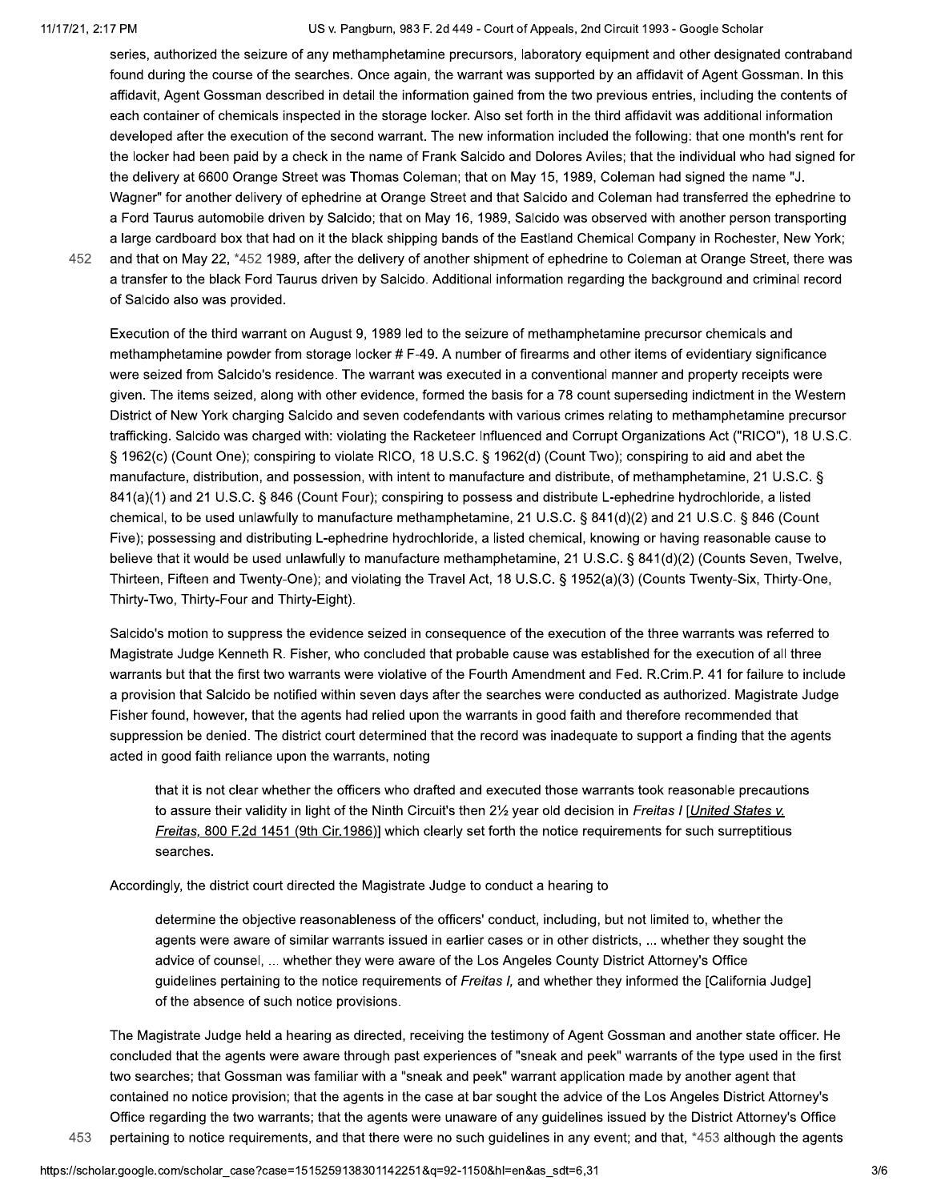series, authorized the seizure of any methamphetamine precursors, laboratory equipment and other designated contraband found during the course of the searches. Once again, the warrant was supported by an affidavit of Agent Gossman. In this affidavit, Agent Gossman described in detail the information gained from the two previous entries, including the contents of each container of chemicals inspected in the storage locker. Also set forth in the third affidavit was additional information developed after the execution of the second warrant. The new information included the following: that one month's rent for the locker had been paid by a check in the name of Frank Salcido and Dolores Aviles; that the individual who had signed for the delivery at 6600 Orange Street was Thomas Coleman; that on May 15, 1989, Coleman had signed the name "J. Wagner" for another delivery of ephedrine at Orange Street and that Salcido and Coleman had transferred the ephedrine to a Ford Taurus automobile driven by Salcido; that on May 16, 1989, Salcido was observed with another person transporting a large cardboard box that had on it the black shipping bands of the Eastland Chemical Company in Rochester, New York; and that on May 22, *452 1989, after the delivery of another shipment of ephedrine to Coleman at Orange Street, there was a transfer to the black Ford Taurus driven by Salcido. Additional information regarding the background and criminal record of Salcido also was provided.

Execution of the third warrant on August 9, 1989 led to the seizure of methamphetamine precursor chemicals and methamphetamine powder from storage locker # F-49. A number of firearms and other items of evidentiary significance were seized from Salcido's residence. The warrant was executed in a conventional manner and property receipts were given. The items seized, along with other evidence, formed the basis for a 78 count superseding indictment in the Western District of New York charging Salcido and seven codefendants with various crimes relating to methamphetamine precursor trafficking. Salcido was charged with: violating the Racketeer Influenced and Corrupt Organizations Act ("RICO"), 18 U.S.C. § 1962(c) (Count One); conspiring to violate RICO, 18 U.S.C. § 1962(d) (Count Two); conspiring to aid and abet the manufacture, distribution, and possession, with intent to manufacture and distribute, of methamphetamine, 21 U.S.C. § 841(a)(1) and 21 U.S.C. § 846 (Count Four); conspiring to possess and distribute L-ephedrine hydrochloride, a listed chemical, to be used unlawfully to manufacture methamphetamine, 21 U.S.C. § 841(d)(2) and 21 U.S.C. § 846 (Count Five); possessing and distributing L-ephedrine hydrochloride, a listed chemical, knowing or having reasonable cause to believe that it would be used unlawfully to manufacture methamphetamine, 21 U.S.C. § 841(d)(2) (Counts Seven, Twelve, Thirteen, Fifteen and Twenty-One); and violating the Travel Act, 18 U.S.C. § 1952(a)(3) (Counts Twenty-Six, Thirty-One, Thirty-Two, Thirty-Four and Thirty-Eight).

Salcido's motion to suppress the evidence seized in consequence of the execution of the three warrants was referred to Magistrate Judge Kenneth R. Fisher, who concluded that probable cause was established for the execution of all three warrants but that the first two warrants were violative of the Fourth Amendment and Fed. R.Crim.P. 41 for failure to include a provision that Salcido be notified within seven days after the searches were conducted as authorized. Magistrate Judge Fisher found, however, that the agents had relied upon the warrants in good faith and therefore recommended that suppression be denied. The district court determined that the record was inadequate to support a finding that the agents acted in good faith reliance upon the warrants, noting

> that it is not clear whether the officers who drafted and executed those warrants took reasonable precautions to assure their validity in light of the Ninth Circuit's then 2½ year old decision in *Freitas I* [United States v. Freitas, 800 F.2d 1451 (9th Cir.1986)] which clearly set forth the notice requirements for such surreptitious searches.

Accordingly, the district court directed the Magistrate Judge to conduct a hearing to

> determine the objective reasonableness of the officers' conduct, including, but not limited to, whether the agents were aware of similar warrants issued in earlier cases or in other districts, ... whether they sought the advice of counsel, ... whether they were aware of the Los Angeles County District Attorney's Office guidelines pertaining to the notice requirements of *Freitas I*, and whether they informed the [California Judge] of the absence of such notice provisions.

The Magistrate Judge held a hearing as directed, receiving the testimony of Agent Gossman and another state officer. He concluded that the agents were aware through past experiences of "sneak and peek" warrants of the type used in the first two searches; that Gossman was familiar with a "sneak and peek" warrant application made by another agent that contained no notice provision; that the agents in the case at bar sought the advice of the Los Angeles District Attorney's Office regarding the two warrants; that the agents were unaware of any guidelines issued by the District Attorney's Office pertaining to notice requirements, and that there were no such guidelines in any event; and that, *453 although the agents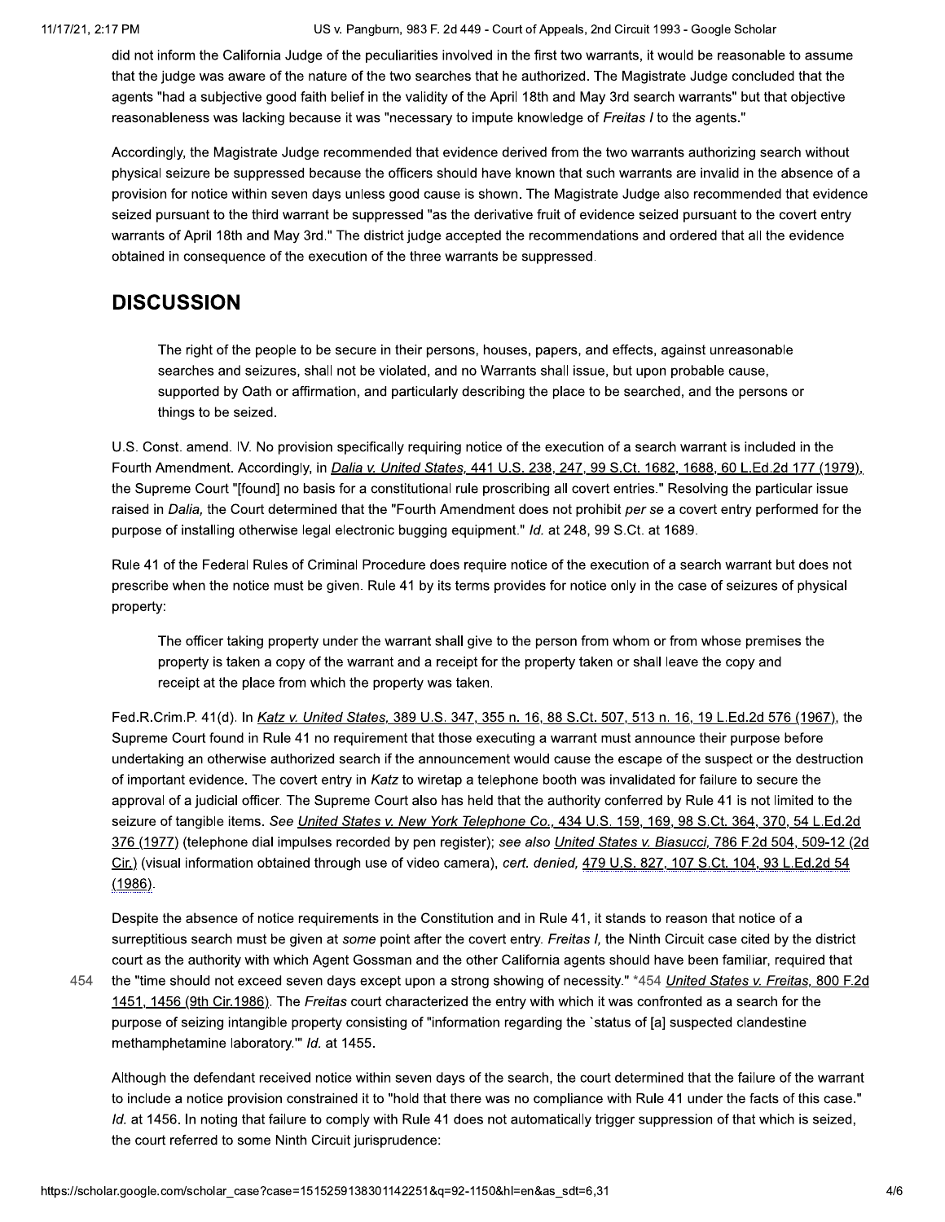did not inform the California Judge of the peculiarities involved in the first two warrants, it would be reasonable to assume that the judge was aware of the nature of the two searches that he authorized. The Magistrate Judge concluded that the agents "had a subjective good faith belief in the validity of the April 18th and May 3rd search warrants" but that objective reasonableness was lacking because it was "necessary to impute knowledge of *Freitas I* to the agents."

Accordingly, the Magistrate Judge recommended that evidence derived from the two warrants authorizing search without physical seizure be suppressed because the officers should have known that such warrants are invalid in the absence of a provision for notice within seven days unless good cause is shown. The Magistrate Judge also recommended that evidence seized pursuant to the third warrant be suppressed "as the derivative fruit of evidence seized pursuant to the covert entry warrants of April 18th and May 3rd." The district judge accepted the recommendations and ordered that all the evidence obtained in consequence of the execution of the three warrants be suppressed.

## DISCUSSION

> The right of the people to be secure in their persons, houses, papers, and effects, against unreasonable searches and seizures, shall not be violated, and no Warrants shall issue, but upon probable cause, supported by Oath or affirmation, and particularly describing the place to be searched, and the persons or things to be seized.

U.S. Const. amend. IV. No provision specifically requiring notice of the execution of a search warrant is included in the Fourth Amendment. Accordingly, in *Dalia v. United States,* 441 U.S. 238, 247, 99 S.Ct. 1682, 1688, 60 L.Ed.2d 177 (1979), the Supreme Court "[found] no basis for a constitutional rule proscribing all covert entries." Resolving the particular issue raised in *Dalia,* the Court determined that the "Fourth Amendment does not prohibit *per se* a covert entry performed for the purpose of installing otherwise legal electronic bugging equipment." *Id.* at 248, 99 S.Ct. at 1689.

Rule 41 of the Federal Rules of Criminal Procedure does require notice of the execution of a search warrant but does not prescribe when the notice must be given. Rule 41 by its terms provides for notice only in the case of seizures of physical property:

> The officer taking property under the warrant shall give to the person from whom or from whose premises the property is taken a copy of the warrant and a receipt for the property taken or shall leave the copy and receipt at the place from which the property was taken.

Fed.R.Crim.P. 41(d). In *Katz v. United States,* 389 U.S. 347, 355 n. 16, 88 S.Ct. 507, 513 n. 16, 19 L.Ed.2d 576 (1967), the Supreme Court found in Rule 41 no requirement that those executing a warrant must announce their purpose before undertaking an otherwise authorized search if the announcement would cause the escape of the suspect or the destruction of important evidence. The covert entry in *Katz* to wiretap a telephone booth was invalidated for failure to secure the approval of a judicial officer. The Supreme Court also has held that the authority conferred by Rule 41 is not limited to the seizure of tangible items. *See United States v. New York Telephone Co.,* 434 U.S. 159, 169, 98 S.Ct. 364, 370, 54 L.Ed.2d 376 (1977) (telephone dial impulses recorded by pen register); *see also United States v. Biasucci,* 786 F.2d 504, 509-12 (2d Cir.) (visual information obtained through use of video camera), *cert. denied,* 479 U.S. 827, 107 S.Ct. 104, 93 L.Ed.2d 54 (1986).

Despite the absence of notice requirements in the Constitution and in Rule 41, it stands to reason that notice of a surreptitious search must be given at *some* point after the covert entry. *Freitas I,* the Ninth Circuit case cited by the district court as the authority with which Agent Gossman and the other California agents should have been familiar, required that the "time should not exceed seven days except upon a strong showing of necessity." *454 *United States v. Freitas,* 800 F.2d 1451, 1456 (9th Cir.1986). The *Freitas* court characterized the entry with which it was confronted as a search for the purpose of seizing intangible property consisting of "information regarding the `status of [a] suspected clandestine methamphetamine laboratory.'" *Id.* at 1455.

Although the defendant received notice within seven days of the search, the court determined that the failure of the warrant to include a notice provision constrained it to "hold that there was no compliance with Rule 41 under the facts of this case." *Id.* at 1456. In noting that failure to comply with Rule 41 does not automatically trigger suppression of that which is seized, the court referred to some Ninth Circuit jurisprudence: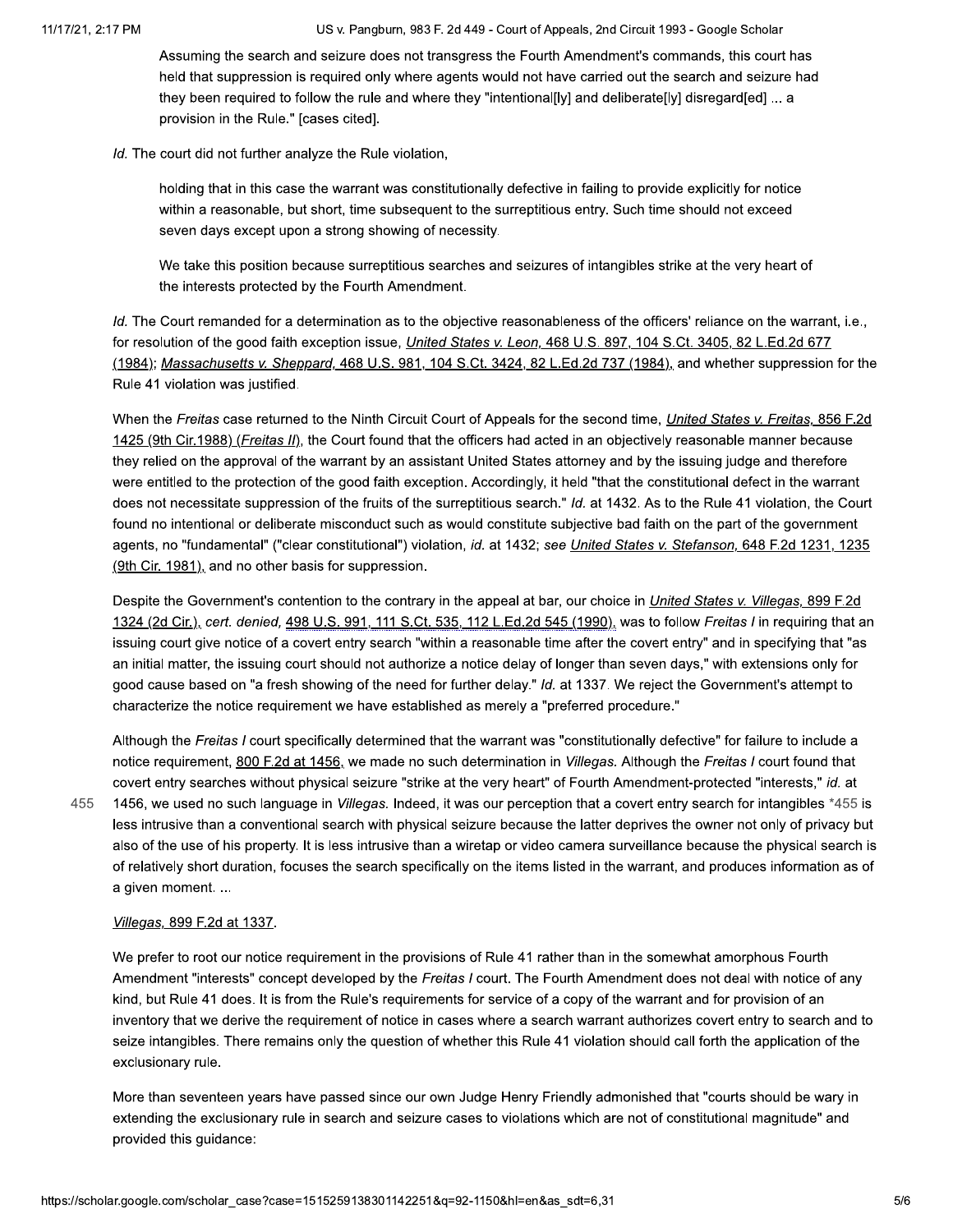> Assuming the search and seizure does not transgress the Fourth Amendment's commands, this court has held that suppression is required only where agents would not have carried out the search and seizure had they been required to follow the rule and where they "intentional[ly] and deliberate[ly] disregard[ed] ... a provision in the Rule." [cases cited].

*Id.* The court did not further analyze the Rule violation,

> holding that in this case the warrant was constitutionally defective in failing to provide explicitly for notice within a reasonable, but short, time subsequent to the surreptitious entry. Such time should not exceed seven days except upon a strong showing of necessity.
>
> We take this position because surreptitious searches and seizures of intangibles strike at the very heart of the interests protected by the Fourth Amendment.

*Id.* The Court remanded for a determination as to the objective reasonableness of the officers' reliance on the warrant, i.e., for resolution of the good faith exception issue, *United States v. Leon,* 468 U.S. 897, 104 S.Ct. 3405, 82 L.Ed.2d 677 (1984); *Massachusetts v. Sheppard,* 468 U.S. 981, 104 S.Ct. 3424, 82 L.Ed.2d 737 (1984), and whether suppression for the Rule 41 violation was justified.

When the *Freitas* case returned to the Ninth Circuit Court of Appeals for the second time, *United States v. Freitas,* 856 F.2d 1425 (9th Cir.1988) (*Freitas II*), the Court found that the officers had acted in an objectively reasonable manner because they relied on the approval of the warrant by an assistant United States attorney and by the issuing judge and therefore were entitled to the protection of the good faith exception. Accordingly, it held "that the constitutional defect in the warrant does not necessitate suppression of the fruits of the surreptitious search." *Id.* at 1432. As to the Rule 41 violation, the Court found no intentional or deliberate misconduct such as would constitute subjective bad faith on the part of the government agents, no "fundamental" ("clear constitutional") violation, *id.* at 1432; *see United States v. Stefanson,* 648 F.2d 1231, 1235 (9th Cir. 1981), and no other basis for suppression.

Despite the Government's contention to the contrary in the appeal at bar, our choice in *United States v. Villegas,* 899 F.2d 1324 (2d Cir.), *cert. denied,* 498 U.S. 991, 111 S.Ct. 535, 112 L.Ed.2d 545 (1990), was to follow *Freitas I* in requiring that an issuing court give notice of a covert entry search "within a reasonable time after the covert entry" and in specifying that "as an initial matter, the issuing court should not authorize a notice delay of longer than seven days," with extensions only for good cause based on "a fresh showing of the need for further delay." *Id.* at 1337. We reject the Government's attempt to characterize the notice requirement we have established as merely a "preferred procedure."

> Although the *Freitas I* court specifically determined that the warrant was "constitutionally defective" for failure to include a notice requirement, 800 F.2d at 1456, we made no such determination in *Villegas.* Although the *Freitas I* court found that covert entry searches without physical seizure "strike at the very heart" of Fourth Amendment-protected "interests," *id.* at 1456, we used no such language in *Villegas.* Indeed, it was our perception that a covert entry search for intangibles *455 is less intrusive than a conventional search with physical seizure because the latter deprives the owner not only of privacy but also of the use of his property. It is less intrusive than a wiretap or video camera surveillance because the physical search is of relatively short duration, focuses the search specifically on the items listed in the warrant, and produces information as of a given moment. ...

*Villegas,* 899 F.2d at 1337.

We prefer to root our notice requirement in the provisions of Rule 41 rather than in the somewhat amorphous Fourth Amendment "interests" concept developed by the *Freitas I* court. The Fourth Amendment does not deal with notice of any kind, but Rule 41 does. It is from the Rule's requirements for service of a copy of the warrant and for provision of an inventory that we derive the requirement of notice in cases where a search warrant authorizes covert entry to search and to seize intangibles. There remains only the question of whether this Rule 41 violation should call forth the application of the exclusionary rule.

More than seventeen years have passed since our own Judge Henry Friendly admonished that "courts should be wary in extending the exclusionary rule in search and seizure cases to violations which are not of constitutional magnitude" and provided this guidance: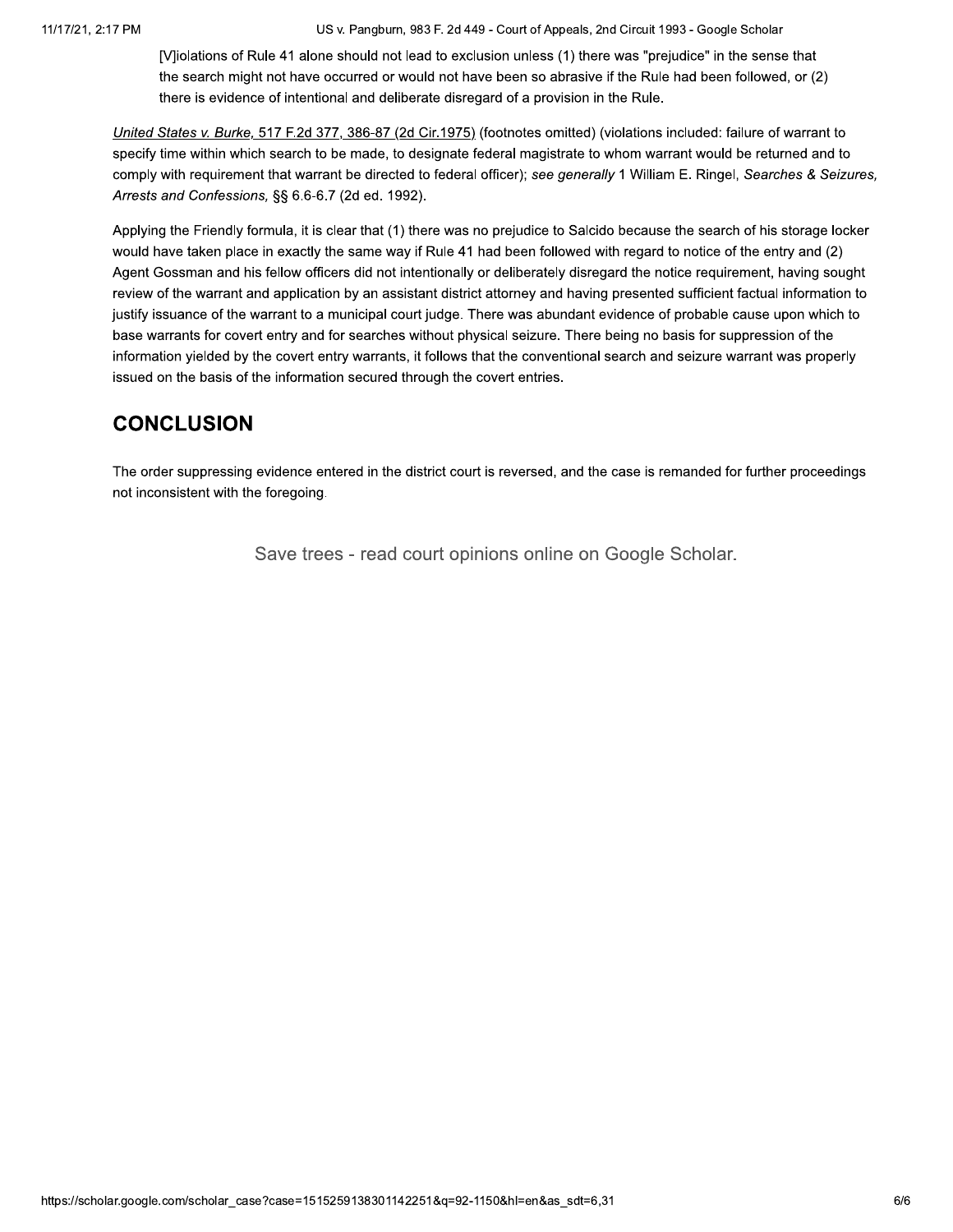> [V]iolations of Rule 41 alone should not lead to exclusion unless (1) there was "prejudice" in the sense that the search might not have occurred or would not have been so abrasive if the Rule had been followed, or (2) there is evidence of intentional and deliberate disregard of a provision in the Rule.

United States v. Burke, 517 F.2d 377, 386-87 (2d Cir.1975) (footnotes omitted) (violations included: failure of warrant to specify time within which search to be made, to designate federal magistrate to whom warrant would be returned and to comply with requirement that warrant be directed to federal officer); *see generally* 1 William E. Ringel, *Searches & Seizures, Arrests and Confessions,* §§ 6.6-6.7 (2d ed. 1992).

Applying the Friendly formula, it is clear that (1) there was no prejudice to Salcido because the search of his storage locker would have taken place in exactly the same way if Rule 41 had been followed with regard to notice of the entry and (2) Agent Gossman and his fellow officers did not intentionally or deliberately disregard the notice requirement, having sought review of the warrant and application by an assistant district attorney and having presented sufficient factual information to justify issuance of the warrant to a municipal court judge. There was abundant evidence of probable cause upon which to base warrants for covert entry and for searches without physical seizure. There being no basis for suppression of the information yielded by the covert entry warrants, it follows that the conventional search and seizure warrant was properly issued on the basis of the information secured through the covert entries.

## CONCLUSION

The order suppressing evidence entered in the district court is reversed, and the case is remanded for further proceedings not inconsistent with the foregoing.

Save trees - read court opinions online on Google Scholar.